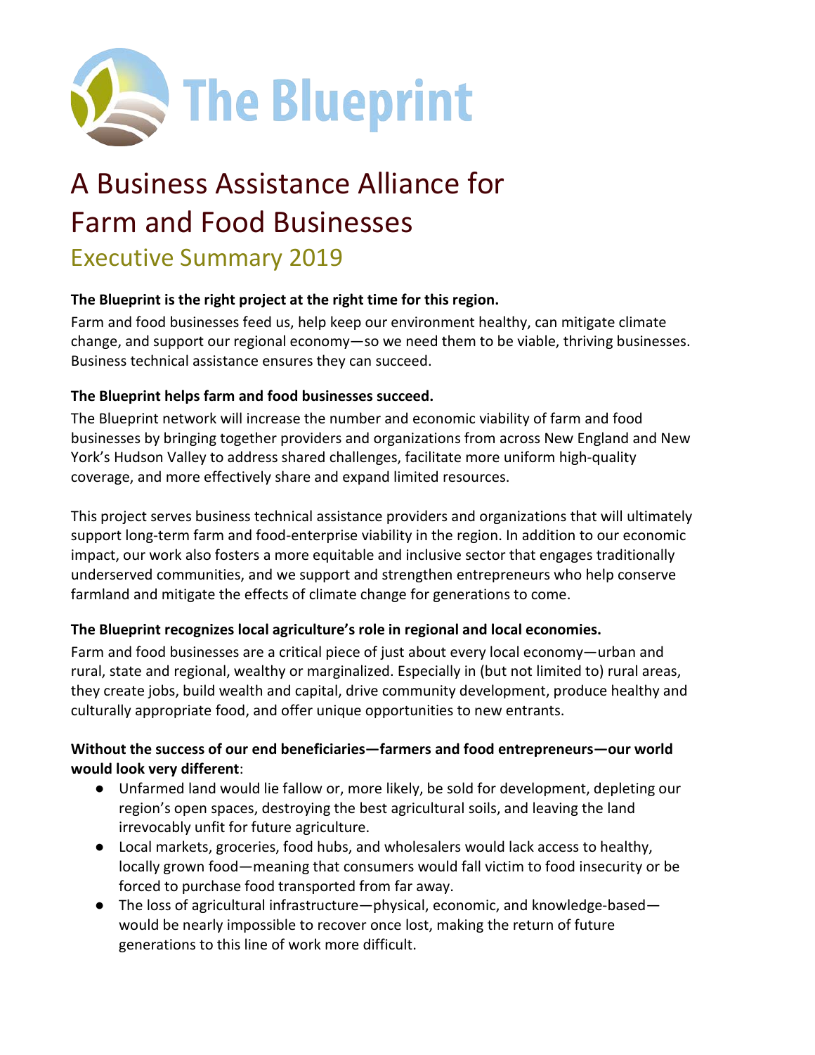# The Blueprint

# A Business Assistance Alliance for Farm and Food Businesses

## Executive Summary 2019

**The Blueprint is the right project at the right time for this region.**

Farm and food businesses feed us, help keep our environment healthy, can mitigate climate change, and support our regional economy—so we need them to be viable, thriving businesses. Business technical assistance ensures they can succeed.

**The Blueprint helps farm and food businesses succeed.**

The Blueprint network will increase the number and economic viability of farm and food businesses by bringing together providers and organizations from across New England and New York's Hudson Valley to address shared challenges, facilitate more uniform high-quality coverage, and more effectively share and expand limited resources.

This project serves business technical assistance providers and organizations that will ultimately support long-term farm and food-enterprise viability in the region. In addition to our economic impact, our work also fosters a more equitable and inclusive sector that engages traditionally underserved communities, and we support and strengthen entrepreneurs who help conserve farmland and mitigate the effects of climate change for generations to come.

**The Blueprint recognizes local agriculture's role in regional and local economies.**

Farm and food businesses are a critical piece of just about every local economy—urban and rural, state and regional, wealthy or marginalized. Especially in (but not limited to) rural areas, they create jobs, build wealth and capital, drive community development, produce healthy and culturally appropriate food, and offer unique opportunities to new entrants.

**Without the success of our end beneficiaries—farmers and food entrepreneurs—our world would look very different**:

- Unfarmed land would lie fallow or, more likely, be sold for development, depleting our region's open spaces, destroying the best agricultural soils, and leaving the land irrevocably unfit for future agriculture.
- Local markets, groceries, food hubs, and wholesalers would lack access to healthy, locally grown food—meaning that consumers would fall victim to food insecurity or be forced to purchase food transported from far away.
- The loss of agricultural infrastructure—physical, economic, and knowledge-based—would be nearly impossible to recover once lost, making the return of future generations to this line of work more difficult.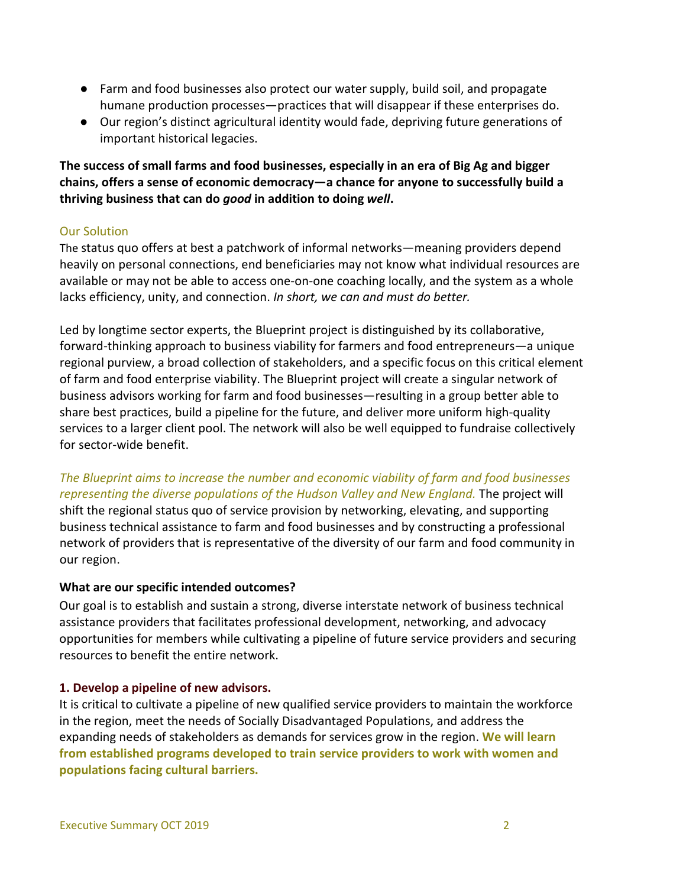- Farm and food businesses also protect our water supply, build soil, and propagate humane production processes—practices that will disappear if these enterprises do.
- Our region's distinct agricultural identity would fade, depriving future generations of important historical legacies.

**The success of small farms and food businesses, especially in an era of Big Ag and bigger chains, offers a sense of economic democracy—a chance for anyone to successfully build a thriving business that can do *good* in addition to doing *well*.**

## Our Solution

The status quo offers at best a patchwork of informal networks—meaning providers depend heavily on personal connections, end beneficiaries may not know what individual resources are available or may not be able to access one-on-one coaching locally, and the system as a whole lacks efficiency, unity, and connection. *In short, we can and must do better.*

Led by longtime sector experts, the Blueprint project is distinguished by its collaborative, forward-thinking approach to business viability for farmers and food entrepreneurs—a unique regional purview, a broad collection of stakeholders, and a specific focus on this critical element of farm and food enterprise viability. The Blueprint project will create a singular network of business advisors working for farm and food businesses—resulting in a group better able to share best practices, build a pipeline for the future, and deliver more uniform high-quality services to a larger client pool. The network will also be well equipped to fundraise collectively for sector-wide benefit.

*The Blueprint aims to increase the number and economic viability of farm and food businesses representing the diverse populations of the Hudson Valley and New England.* The project will shift the regional status quo of service provision by networking, elevating, and supporting business technical assistance to farm and food businesses and by constructing a professional network of providers that is representative of the diversity of our farm and food community in our region.

### What are our specific intended outcomes?

Our goal is to establish and sustain a strong, diverse interstate network of business technical assistance providers that facilitates professional development, networking, and advocacy opportunities for members while cultivating a pipeline of future service providers and securing resources to benefit the entire network.

#### 1. Develop a pipeline of new advisors.

It is critical to cultivate a pipeline of new qualified service providers to maintain the workforce in the region, meet the needs of Socially Disadvantaged Populations, and address the expanding needs of stakeholders as demands for services grow in the region. **We will learn from established programs developed to train service providers to work with women and populations facing cultural barriers.**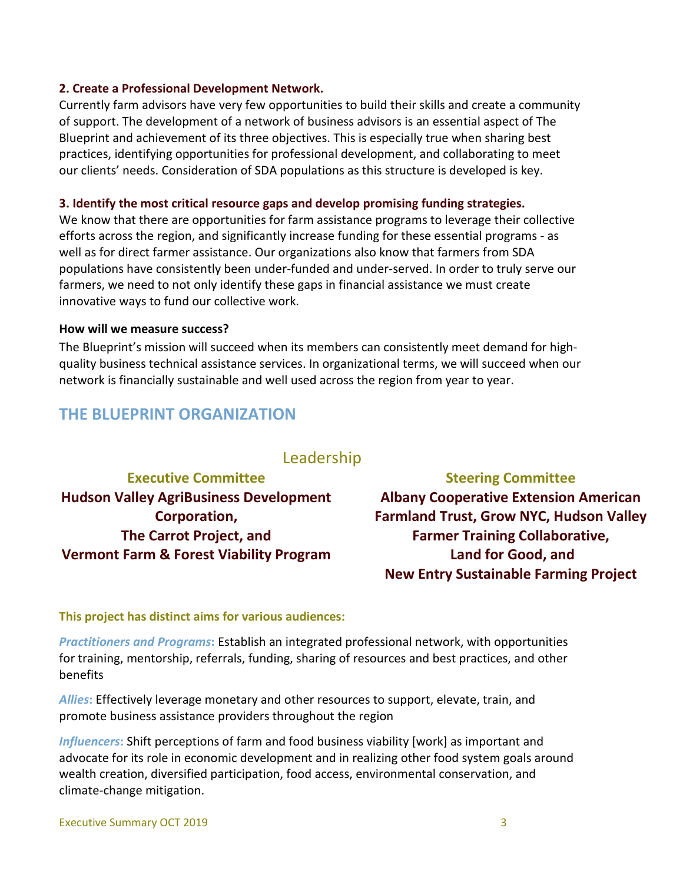**2. Create a Professional Development Network.**

Currently farm advisors have very few opportunities to build their skills and create a community of support. The development of a network of business advisors is an essential aspect of The Blueprint and achievement of its three objectives. This is especially true when sharing best practices, identifying opportunities for professional development, and collaborating to meet our clients' needs. Consideration of SDA populations as this structure is developed is key.

**3. Identify the most critical resource gaps and develop promising funding strategies.**

We know that there are opportunities for farm assistance programs to leverage their collective efforts across the region, and significantly increase funding for these essential programs - as well as for direct farmer assistance. Our organizations also know that farmers from SDA populations have consistently been under-funded and under-served. In order to truly serve our farmers, we need to not only identify these gaps in financial assistance we must create innovative ways to fund our collective work.

**How will we measure success?**

The Blueprint's mission will succeed when its members can consistently meet demand for high-quality business technical assistance services. In organizational terms, we will succeed when our network is financially sustainable and well used across the region from year to year.

## THE BLUEPRINT ORGANIZATION

### Leadership

**Executive Committee**

**Hudson Valley AgriBusiness Development Corporation,**
**The Carrot Project, and**
**Vermont Farm & Forest Viability Program**

**Steering Committee**

**Albany Cooperative Extension American Farmland Trust, Grow NYC, Hudson Valley Farmer Training Collaborative,**
**Land for Good, and**
**New Entry Sustainable Farming Project**

**This project has distinct aims for various audiences:**

***Practitioners and Programs*: ** Establish an integrated professional network, with opportunities for training, mentorship, referrals, funding, sharing of resources and best practices, and other benefits

***Allies*: ** Effectively leverage monetary and other resources to support, elevate, train, and promote business assistance providers throughout the region

***Influencers*: ** Shift perceptions of farm and food business viability [work] as important and advocate for its role in economic development and in realizing other food system goals around wealth creation, diversified participation, food access, environmental conservation, and climate-change mitigation.

Executive Summary OCT 2019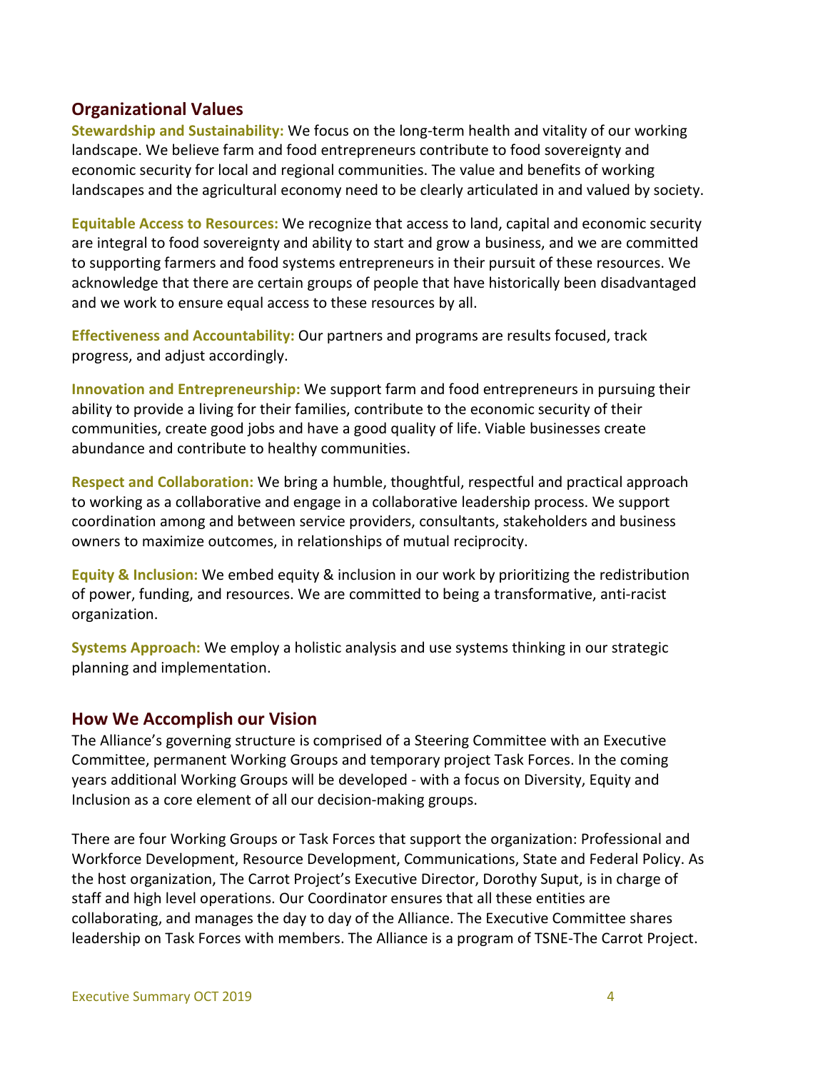## Organizational Values

**Stewardship and Sustainability:** We focus on the long-term health and vitality of our working landscape. We believe farm and food entrepreneurs contribute to food sovereignty and economic security for local and regional communities. The value and benefits of working landscapes and the agricultural economy need to be clearly articulated in and valued by society.

**Equitable Access to Resources:** We recognize that access to land, capital and economic security are integral to food sovereignty and ability to start and grow a business, and we are committed to supporting farmers and food systems entrepreneurs in their pursuit of these resources. We acknowledge that there are certain groups of people that have historically been disadvantaged and we work to ensure equal access to these resources by all.

**Effectiveness and Accountability:** Our partners and programs are results focused, track progress, and adjust accordingly.

**Innovation and Entrepreneurship:** We support farm and food entrepreneurs in pursuing their ability to provide a living for their families, contribute to the economic security of their communities, create good jobs and have a good quality of life. Viable businesses create abundance and contribute to healthy communities.

**Respect and Collaboration:** We bring a humble, thoughtful, respectful and practical approach to working as a collaborative and engage in a collaborative leadership process. We support coordination among and between service providers, consultants, stakeholders and business owners to maximize outcomes, in relationships of mutual reciprocity.

**Equity & Inclusion:** We embed equity & inclusion in our work by prioritizing the redistribution of power, funding, and resources. We are committed to being a transformative, anti-racist organization.

**Systems Approach:** We employ a holistic analysis and use systems thinking in our strategic planning and implementation.

## How We Accomplish our Vision

The Alliance's governing structure is comprised of a Steering Committee with an Executive Committee, permanent Working Groups and temporary project Task Forces. In the coming years additional Working Groups will be developed - with a focus on Diversity, Equity and Inclusion as a core element of all our decision-making groups.

There are four Working Groups or Task Forces that support the organization: Professional and Workforce Development, Resource Development, Communications, State and Federal Policy. As the host organization, The Carrot Project's Executive Director, Dorothy Suput, is in charge of staff and high level operations. Our Coordinator ensures that all these entities are collaborating, and manages the day to day of the Alliance. The Executive Committee shares leadership on Task Forces with members. The Alliance is a program of TSNE-The Carrot Project.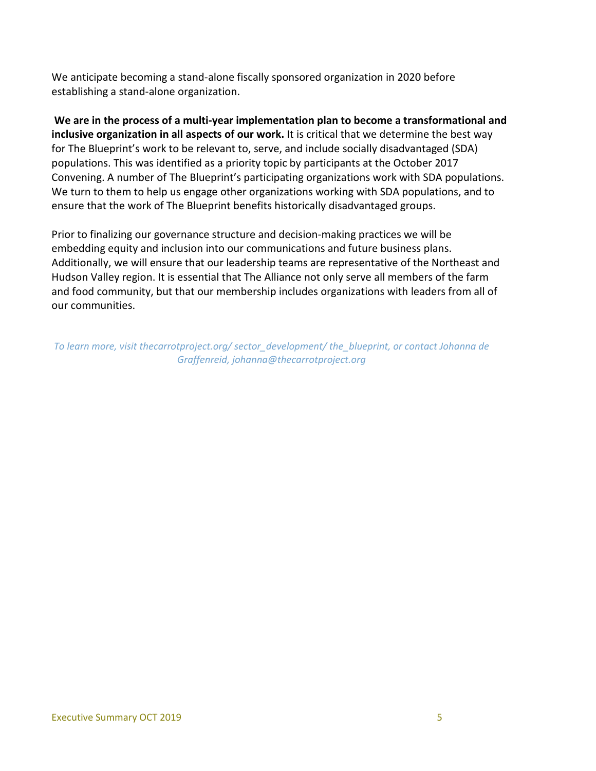We anticipate becoming a stand-alone fiscally sponsored organization in 2020 before establishing a stand-alone organization.

**We are in the process of a multi-year implementation plan to become a transformational and inclusive organization in all aspects of our work.** It is critical that we determine the best way for The Blueprint's work to be relevant to, serve, and include socially disadvantaged (SDA) populations. This was identified as a priority topic by participants at the October 2017 Convening. A number of The Blueprint's participating organizations work with SDA populations. We turn to them to help us engage other organizations working with SDA populations, and to ensure that the work of The Blueprint benefits historically disadvantaged groups.

Prior to finalizing our governance structure and decision-making practices we will be embedding equity and inclusion into our communications and future business plans. Additionally, we will ensure that our leadership teams are representative of the Northeast and Hudson Valley region. It is essential that The Alliance not only serve all members of the farm and food community, but that our membership includes organizations with leaders from all of our communities.

*To learn more, visit thecarrotproject.org/ sector_development/ the_blueprint, or contact Johanna de Graffenreid, johanna@thecarrotproject.org*